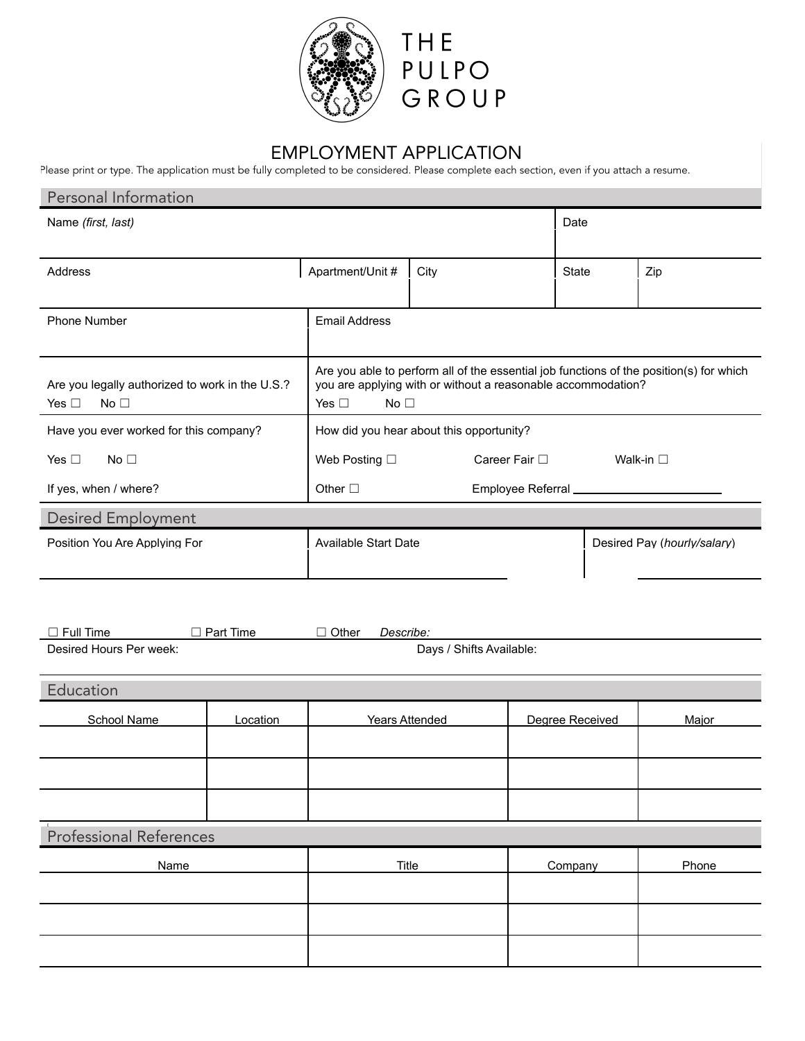# THE PULPO GROUP

## EMPLOYMENT APPLICATION

Please print or type. The application must be fully completed to be considered. Please complete each section, even if you attach a resume.

### Personal Information

| Name *(first, last)* | | | | Date |
|---|---|---|---|---|
| | | | | |

| Address | Apartment/Unit # | City | State | Zip |
|---|---|---|---|---|
| | | | | |

| Phone Number | Email Address |
|---|---|
| | |

| Are you legally authorized to work in the U.S.? Yes ☐ No ☐ | Are you able to perform all of the essential job functions of the position(s) for which you are applying with or without a reasonable accommodation? Yes ☐ No ☐ |
|---|---|
| Have you ever worked for this company? Yes ☐ No ☐ If yes, when / where? | How did you hear about this opportunity? Web Posting ☐ Career Fair ☐ Walk-in ☐ Other ☐ Employee Referral ____________ |

### Desired Employment

| Position You Are Applying For | Available Start Date | Desired Pay (*hourly/salary*) |
|---|---|---|
| | | |

☐ Full Time ☐ Part Time ☐ Other *Describe:*

Desired Hours Per week: Days / Shifts Available:

### Education

| School Name | Location | Years Attended | Degree Received | Major |
|---|---|---|---|---|
| | | | | |
| | | | | |
| | | | | |

### Professional References

| Name | Title | Company | Phone |
|---|---|---|---|
| | | | |
| | | | |
| | | | |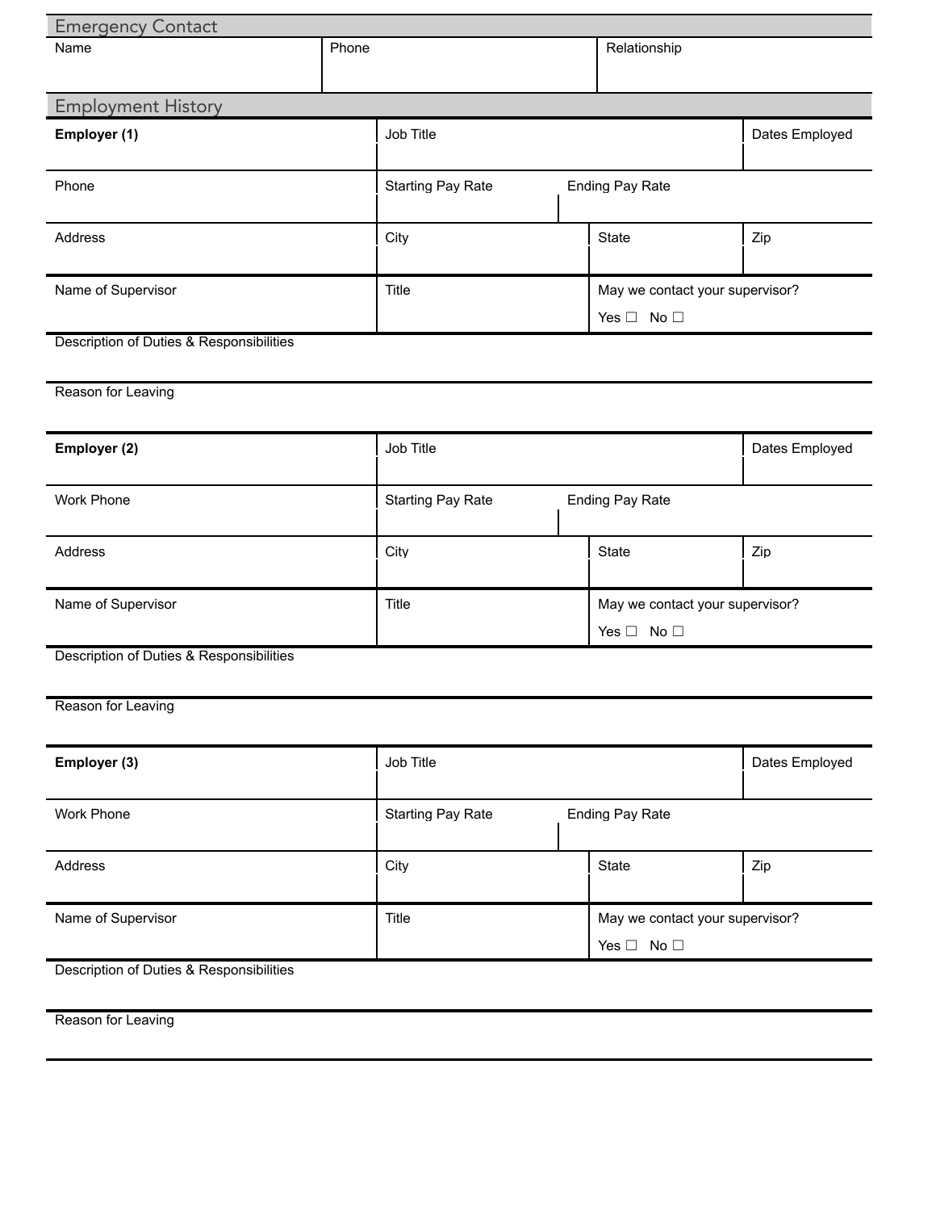## Emergency Contact

| Name | Phone | Relationship |
| --- | --- | --- |
| | | |

## Employment History

| **Employer (1)** | Job Title | | Dates Employed |
| --- | --- | --- | --- |
| Phone | Starting Pay Rate | Ending Pay Rate | |
| Address | City | State | Zip |
| Name of Supervisor | Title | May we contact your supervisor? Yes ☐ No ☐ | |

Description of Duties & Responsibilities

Reason for Leaving

| **Employer (2)** | Job Title | | Dates Employed |
| --- | --- | --- | --- |
| Work Phone | Starting Pay Rate | Ending Pay Rate | |
| Address | City | State | Zip |
| Name of Supervisor | Title | May we contact your supervisor? Yes ☐ No ☐ | |

Description of Duties & Responsibilities

Reason for Leaving

| **Employer (3)** | Job Title | | Dates Employed |
| --- | --- | --- | --- |
| Work Phone | Starting Pay Rate | Ending Pay Rate | |
| Address | City | State | Zip |
| Name of Supervisor | Title | May we contact your supervisor? Yes ☐ No ☐ | |

Description of Duties & Responsibilities

Reason for Leaving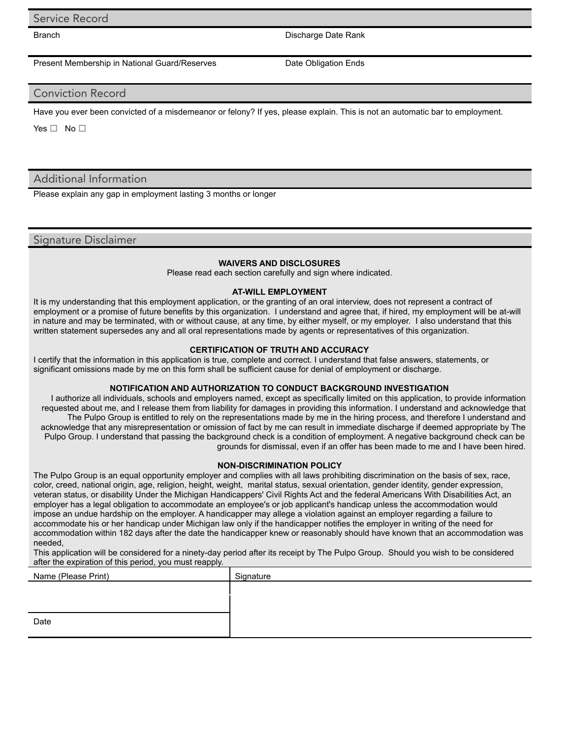## Service Record

Branch

Discharge Date Rank

Present Membership in National Guard/Reserves

Date Obligation Ends

## Conviction Record

Have you ever been convicted of a misdemeanor or felony? If yes, please explain. This is not an automatic bar to employment.

Yes ☐ No ☐

## Additional Information

Please explain any gap in employment lasting 3 months or longer

## Signature Disclaimer

**WAIVERS AND DISCLOSURES**

Please read each section carefully and sign where indicated.

**AT-WILL EMPLOYMENT**

It is my understanding that this employment application, or the granting of an oral interview, does not represent a contract of employment or a promise of future benefits by this organization. I understand and agree that, if hired, my employment will be at-will in nature and may be terminated, with or without cause, at any time, by either myself, or my employer. I also understand that this written statement supersedes any and all oral representations made by agents or representatives of this organization.

**CERTIFICATION OF TRUTH AND ACCURACY**

I certify that the information in this application is true, complete and correct. I understand that false answers, statements, or significant omissions made by me on this form shall be sufficient cause for denial of employment or discharge.

**NOTIFICATION AND AUTHORIZATION TO CONDUCT BACKGROUND INVESTIGATION**

I authorize all individuals, schools and employers named, except as specifically limited on this application, to provide information requested about me, and I release them from liability for damages in providing this information. I understand and acknowledge that The Pulpo Group is entitled to rely on the representations made by me in the hiring process, and therefore I understand and acknowledge that any misrepresentation or omission of fact by me can result in immediate discharge if deemed appropriate by The Pulpo Group. I understand that passing the background check is a condition of employment. A negative background check can be grounds for dismissal, even if an offer has been made to me and I have been hired.

**NON-DISCRIMINATION POLICY**

The Pulpo Group is an equal opportunity employer and complies with all laws prohibiting discrimination on the basis of sex, race, color, creed, national origin, age, religion, height, weight, marital status, sexual orientation, gender identity, gender expression, veteran status, or disability Under the Michigan Handicappers' Civil Rights Act and the federal Americans With Disabilities Act, an employer has a legal obligation to accommodate an employee's or job applicant's handicap unless the accommodation would impose an undue hardship on the employer. A handicapper may allege a violation against an employer regarding a failure to accommodate his or her handicap under Michigan law only if the handicapper notifies the employer in writing of the need for accommodation within 182 days after the date the handicapper knew or reasonably should have known that an accommodation was needed,

This application will be considered for a ninety-day period after its receipt by The Pulpo Group. Should you wish to be considered after the expiration of this period, you must reapply.

| Name (Please Print) | Signature |
|---|---|
| | |
| Date | |